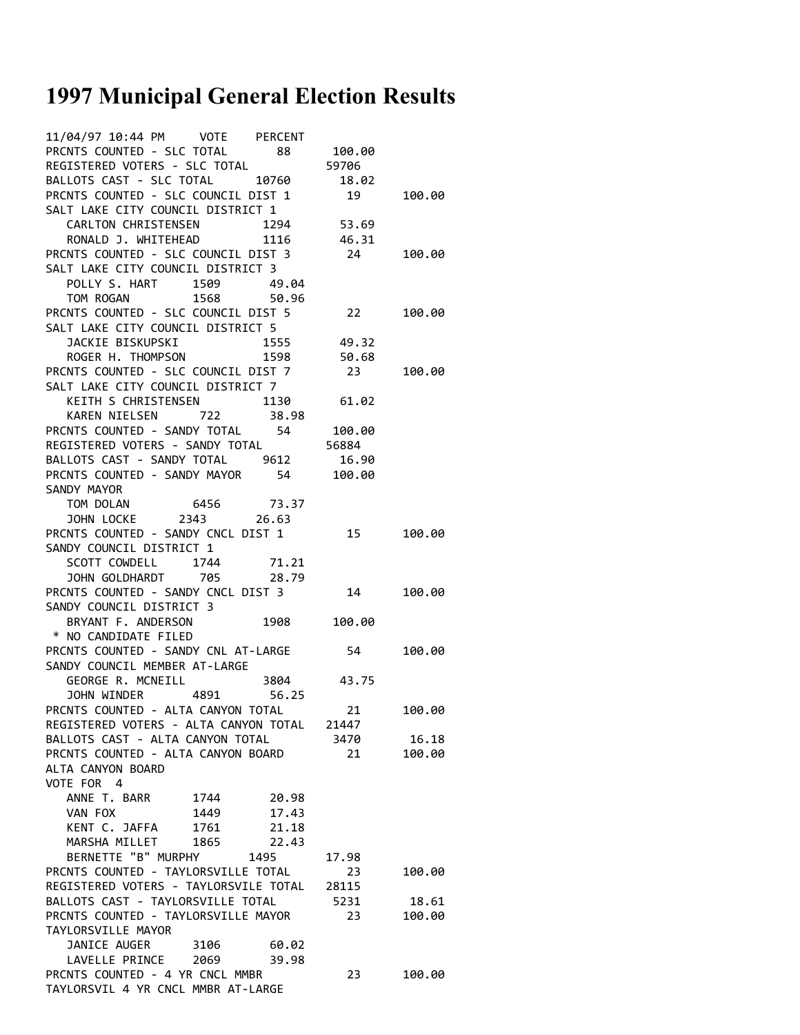# 1997 Municipal General Election Results

```
11/04/97 10:44 PM      VOTE    PERCENT
PRCNTS COUNTED - SLC TOTAL       88      100.00
REGISTERED VOTERS - SLC TOTAL           59706
BALLOTS CAST - SLC TOTAL      10760      18.02
PRCNTS COUNTED - SLC COUNCIL DIST 1       19      100.00
SALT LAKE CITY COUNCIL DISTRICT 1
   CARLTON CHRISTENSEN         1294       53.69
   RONALD J. WHITEHEAD         1116       46.31
PRCNTS COUNTED - SLC COUNCIL DIST 3       24      100.00
SALT LAKE CITY COUNCIL DISTRICT 3
   POLLY S. HART     1509       49.04
   TOM ROGAN         1568       50.96
PRCNTS COUNTED - SLC COUNCIL DIST 5       22      100.00
SALT LAKE CITY COUNCIL DISTRICT 5
   JACKIE BISKUPSKI            1555       49.32
   ROGER H. THOMPSON           1598       50.68
PRCNTS COUNTED - SLC COUNCIL DIST 7       23      100.00
SALT LAKE CITY COUNCIL DISTRICT 7
   KEITH S CHRISTENSEN         1130       61.02
   KAREN NIELSEN      722       38.98
PRCNTS COUNTED - SANDY TOTAL     54      100.00
REGISTERED VOTERS - SANDY TOTAL         56884
BALLOTS CAST - SANDY TOTAL     9612      16.90
PRCNTS COUNTED - SANDY MAYOR     54      100.00
SANDY MAYOR
   TOM DOLAN         6456       73.37
   JOHN LOCKE      2343       26.63
PRCNTS COUNTED - SANDY CNCL DIST 1       15      100.00
SANDY COUNCIL DISTRICT 1
   SCOTT COWDELL     1744       71.21
   JOHN GOLDHARDT     705       28.79
PRCNTS COUNTED - SANDY CNCL DIST 3       14      100.00
SANDY COUNCIL DISTRICT 3
   BRYANT F. ANDERSON          1908      100.00
 * NO CANDIDATE FILED
PRCNTS COUNTED - SANDY CNL AT-LARGE       54      100.00
SANDY COUNCIL MEMBER AT-LARGE
   GEORGE R. MCNEILL           3804       43.75
   JOHN WINDER       4891       56.25
PRCNTS COUNTED - ALTA CANYON TOTAL       21      100.00
REGISTERED VOTERS - ALTA CANYON TOTAL   21447
BALLOTS CAST - ALTA CANYON TOTAL       3470      16.18
PRCNTS COUNTED - ALTA CANYON BOARD       21      100.00
ALTA CANYON BOARD
VOTE FOR  4
   ANNE T. BARR      1744       20.98
   VAN FOX           1449       17.43
   KENT C. JAFFA     1761       21.18
   MARSHA MILLET     1865       22.43
   BERNETTE "B" MURPHY      1495      17.98
PRCNTS COUNTED - TAYLORSVILLE TOTAL       23      100.00
REGISTERED VOTERS - TAYLORSVILE TOTAL   28115
BALLOTS CAST - TAYLORSVILLE TOTAL       5231      18.61
PRCNTS COUNTED - TAYLORSVILLE MAYOR       23      100.00
TAYLORSVILLE MAYOR
   JANICE AUGER      3106       60.02
   LAVELLE PRINCE    2069       39.98
PRCNTS COUNTED - 4 YR CNCL MMBR          23      100.00
TAYLORSVIL 4 YR CNCL MMBR AT-LARGE
```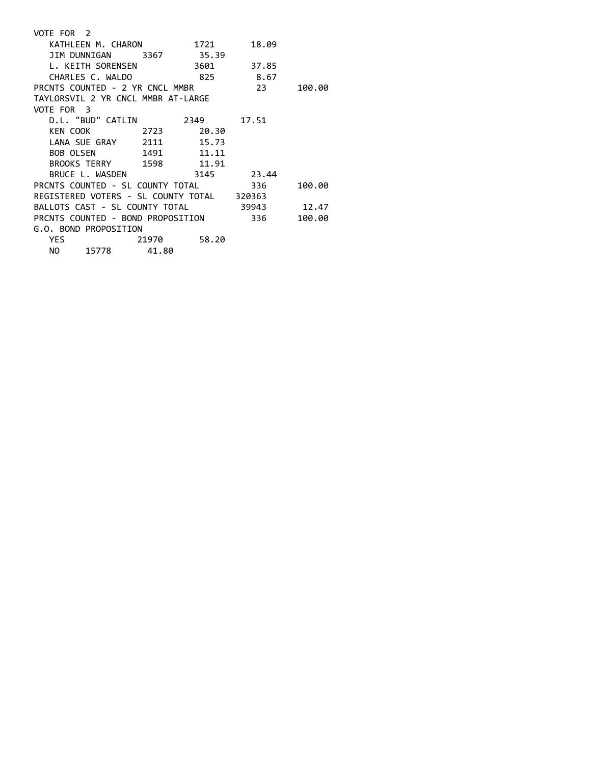VOTE FOR 2

| | | |
|---|---|---|
| KATHLEEN M. CHARON | 1721 | 18.09 |
| JIM DUNNIGAN | 3367 | 35.39 |
| L. KEITH SORENSEN | 3601 | 37.85 |
| CHARLES C. WALDO | 825 | 8.67 |

| | | |
|---|---|---|
| PRCNTS COUNTED - 2 YR CNCL MMBR | 23 | 100.00 |

TAYLORSVIL 2 YR CNCL MMBR AT-LARGE

VOTE FOR 3

| | | |
|---|---|---|
| D.L. "BUD" CATLIN | 2349 | 17.51 |
| KEN COOK | 2723 | 20.30 |
| LANA SUE GRAY | 2111 | 15.73 |
| BOB OLSEN | 1491 | 11.11 |
| BROOKS TERRY | 1598 | 11.91 |
| BRUCE L. WASDEN | 3145 | 23.44 |

| | | |
|---|---|---|
| PRCNTS COUNTED - SL COUNTY TOTAL | 336 | 100.00 |
| REGISTERED VOTERS - SL COUNTY TOTAL | 320363 | |
| BALLOTS CAST - SL COUNTY TOTAL | 39943 | 12.47 |
| PRCNTS COUNTED - BOND PROPOSITION | 336 | 100.00 |

G.O. BOND PROPOSITION

| | | |
|---|---|---|
| YES | 21970 | 58.20 |
| NO | 15778 | 41.80 |